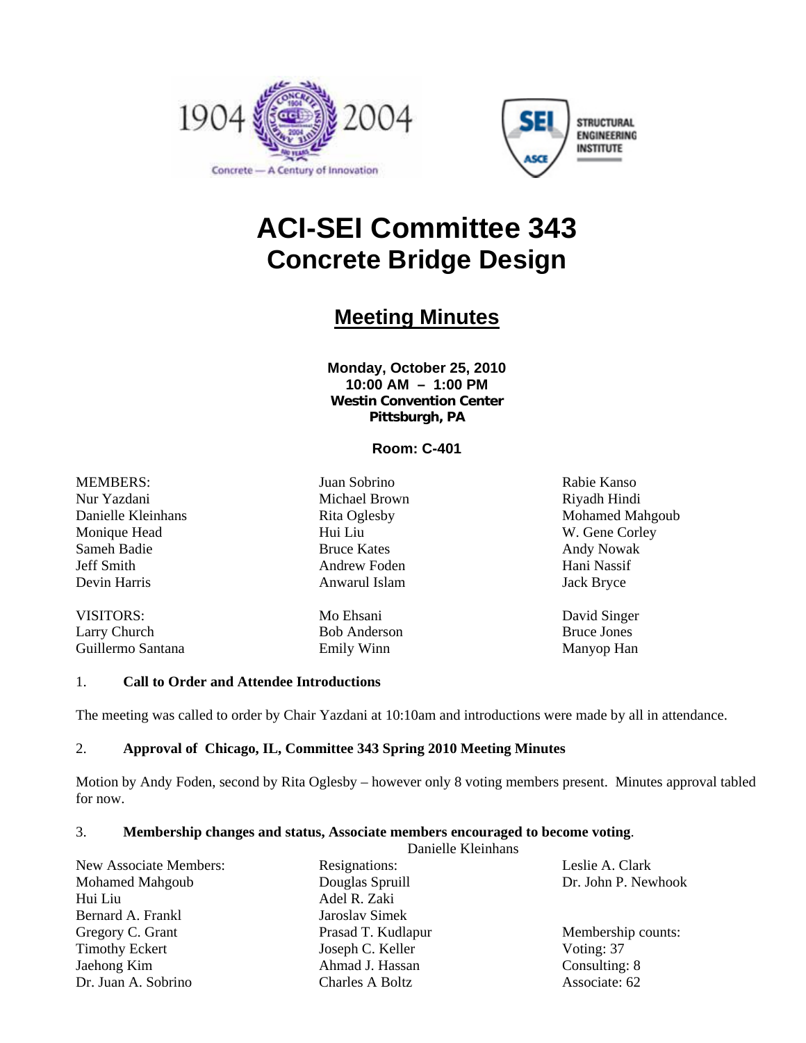# ACI-SEI Committee 343
## Concrete Bridge Design

### Meeting Minutes

**Monday, October 25, 2010**
**10:00 AM – 1:00 PM**
**Westin Convention Center**
**Pittsburgh, PA**

**Room: C-401**

MEMBERS:
Nur Yazdani
Danielle Kleinhans
Monique Head
Sameh Badie
Jeff Smith
Devin Harris
Juan Sobrino
Michael Brown
Rita Oglesby
Hui Liu
Bruce Kates
Andrew Foden
Anwarul Islam
Rabie Kanso
Riyadh Hindi
Mohamed Mahgoub
W. Gene Corley
Andy Nowak
Hani Nassif
Jack Bryce

VISITORS:
Larry Church
Guillermo Santana
Mo Ehsani
Bob Anderson
Emily Winn
David Singer
Bruce Jones
Manyop Han

1. **Call to Order and Attendee Introductions**

The meeting was called to order by Chair Yazdani at 10:10am and introductions were made by all in attendance.

2. **Approval of Chicago, IL, Committee 343 Spring 2010 Meeting Minutes**

Motion by Andy Foden, second by Rita Oglesby – however only 8 voting members present. Minutes approval tabled for now.

3. **Membership changes and status, Associate members encouraged to become voting**.

Danielle Kleinhans

New Associate Members:
Mohamed Mahgoub
Hui Liu
Bernard A. Frankl
Gregory C. Grant
Timothy Eckert
Jaehong Kim
Dr. Juan A. Sobrino

Resignations:
Douglas Spruill
Adel R. Zaki
Jaroslav Simek
Prasad T. Kudlapur
Joseph C. Keller
Ahmad J. Hassan
Charles A Boltz
Leslie A. Clark
Dr. John P. Newhook

Membership counts:
Voting: 37
Consulting: 8
Associate: 62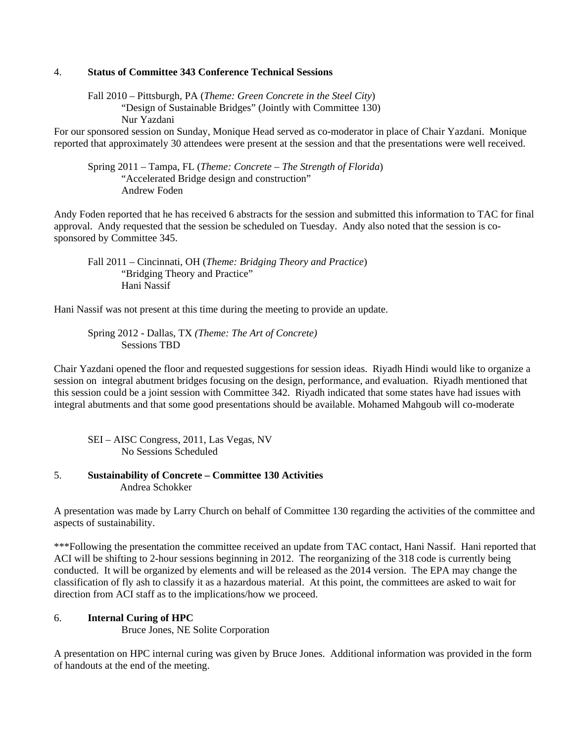4. **Status of Committee 343 Conference Technical Sessions**

Fall 2010 – Pittsburgh, PA (*Theme: Green Concrete in the Steel City*)
"Design of Sustainable Bridges" (Jointly with Committee 130)
Nur Yazdani

For our sponsored session on Sunday, Monique Head served as co-moderator in place of Chair Yazdani. Monique reported that approximately 30 attendees were present at the session and that the presentations were well received.

Spring 2011 – Tampa, FL (*Theme: Concrete – The Strength of Florida*)
"Accelerated Bridge design and construction"
Andrew Foden

Andy Foden reported that he has received 6 abstracts for the session and submitted this information to TAC for final approval. Andy requested that the session be scheduled on Tuesday. Andy also noted that the session is co-sponsored by Committee 345.

Fall 2011 – Cincinnati, OH (*Theme: Bridging Theory and Practice*)
"Bridging Theory and Practice"
Hani Nassif

Hani Nassif was not present at this time during the meeting to provide an update.

Spring 2012 - Dallas, TX *(Theme: The Art of Concrete)*
Sessions TBD

Chair Yazdani opened the floor and requested suggestions for session ideas. Riyadh Hindi would like to organize a session on integral abutment bridges focusing on the design, performance, and evaluation. Riyadh mentioned that this session could be a joint session with Committee 342. Riyadh indicated that some states have had issues with integral abutments and that some good presentations should be available. Mohamed Mahgoub will co-moderate

SEI – AISC Congress, 2011, Las Vegas, NV
No Sessions Scheduled

5. **Sustainability of Concrete – Committee 130 Activities**
Andrea Schokker

A presentation was made by Larry Church on behalf of Committee 130 regarding the activities of the committee and aspects of sustainability.

***Following the presentation the committee received an update from TAC contact, Hani Nassif. Hani reported that ACI will be shifting to 2-hour sessions beginning in 2012. The reorganizing of the 318 code is currently being conducted. It will be organized by elements and will be released as the 2014 version. The EPA may change the classification of fly ash to classify it as a hazardous material. At this point, the committees are asked to wait for direction from ACI staff as to the implications/how we proceed.

6. **Internal Curing of HPC**
Bruce Jones, NE Solite Corporation

A presentation on HPC internal curing was given by Bruce Jones. Additional information was provided in the form of handouts at the end of the meeting.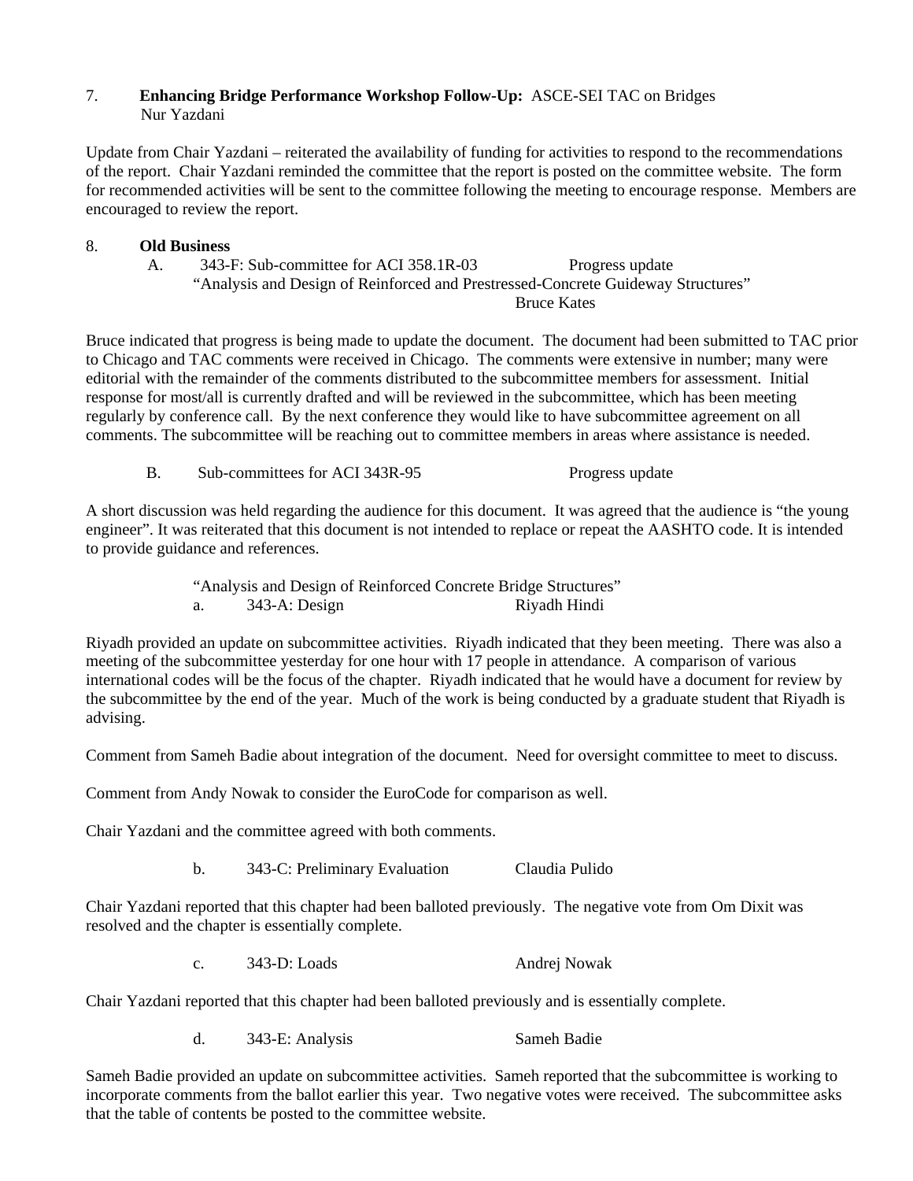7. **Enhancing Bridge Performance Workshop Follow-Up:** ASCE-SEI TAC on Bridges
Nur Yazdani

Update from Chair Yazdani – reiterated the availability of funding for activities to respond to the recommendations of the report. Chair Yazdani reminded the committee that the report is posted on the committee website. The form for recommended activities will be sent to the committee following the meeting to encourage response. Members are encouraged to review the report.

8. **Old Business**

A. 343-F: Sub-committee for ACI 358.1R-03 — Progress update
"Analysis and Design of Reinforced and Prestressed-Concrete Guideway Structures"
Bruce Kates

Bruce indicated that progress is being made to update the document. The document had been submitted to TAC prior to Chicago and TAC comments were received in Chicago. The comments were extensive in number; many were editorial with the remainder of the comments distributed to the subcommittee members for assessment. Initial response for most/all is currently drafted and will be reviewed in the subcommittee, which has been meeting regularly by conference call. By the next conference they would like to have subcommittee agreement on all comments. The subcommittee will be reaching out to committee members in areas where assistance is needed.

B. Sub-committees for ACI 343R-95 — Progress update

A short discussion was held regarding the audience for this document. It was agreed that the audience is "the young engineer". It was reiterated that this document is not intended to replace or repeat the AASHTO code. It is intended to provide guidance and references.

"Analysis and Design of Reinforced Concrete Bridge Structures"

a. 343-A: Design — Riyadh Hindi

Riyadh provided an update on subcommittee activities. Riyadh indicated that they been meeting. There was also a meeting of the subcommittee yesterday for one hour with 17 people in attendance. A comparison of various international codes will be the focus of the chapter. Riyadh indicated that he would have a document for review by the subcommittee by the end of the year. Much of the work is being conducted by a graduate student that Riyadh is advising.

Comment from Sameh Badie about integration of the document. Need for oversight committee to meet to discuss.

Comment from Andy Nowak to consider the EuroCode for comparison as well.

Chair Yazdani and the committee agreed with both comments.

b. 343-C: Preliminary Evaluation — Claudia Pulido

Chair Yazdani reported that this chapter had been balloted previously. The negative vote from Om Dixit was resolved and the chapter is essentially complete.

c. 343-D: Loads — Andrej Nowak

Chair Yazdani reported that this chapter had been balloted previously and is essentially complete.

d. 343-E: Analysis — Sameh Badie

Sameh Badie provided an update on subcommittee activities. Sameh reported that the subcommittee is working to incorporate comments from the ballot earlier this year. Two negative votes were received. The subcommittee asks that the table of contents be posted to the committee website.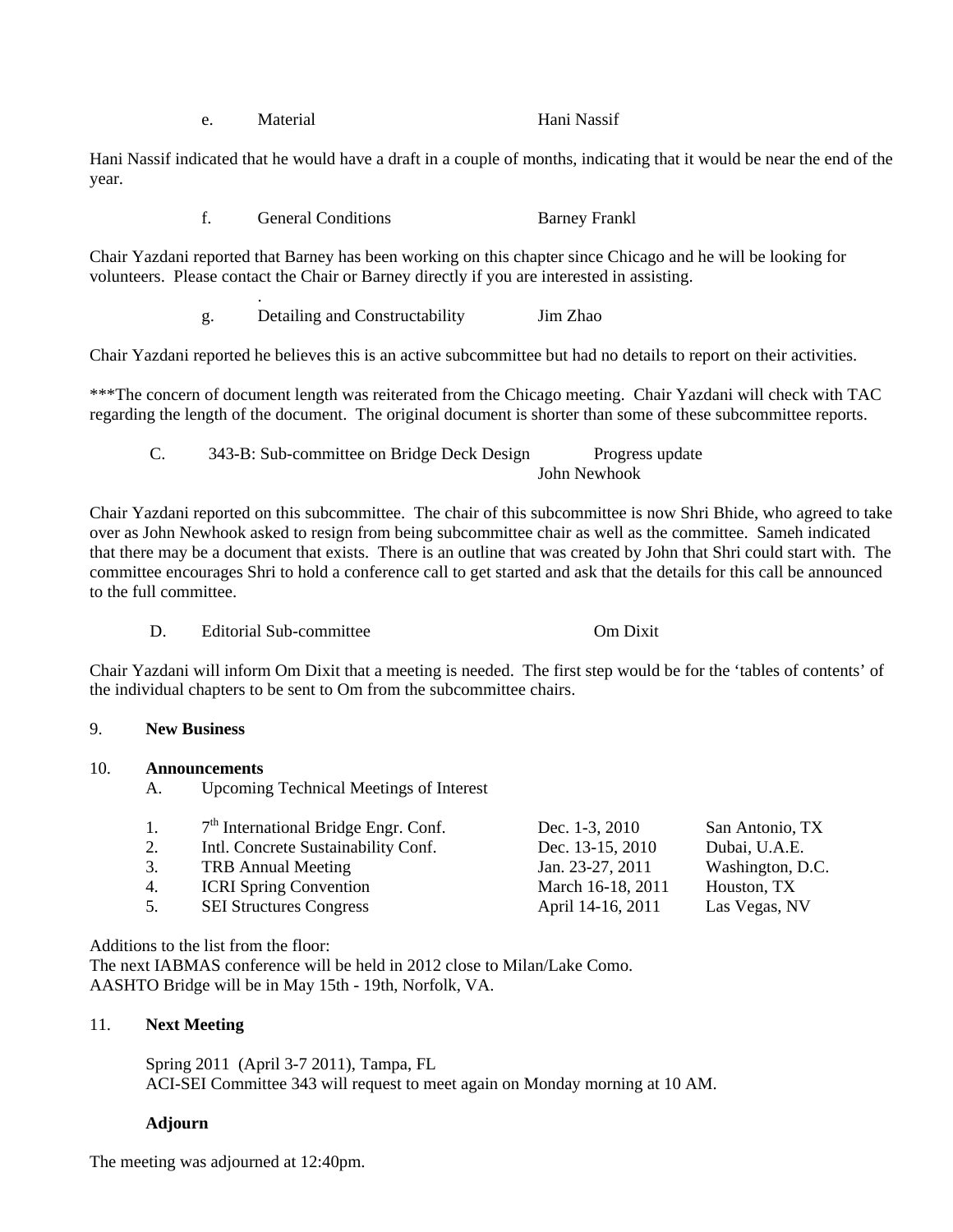e. Material Hani Nassif

Hani Nassif indicated that he would have a draft in a couple of months, indicating that it would be near the end of the year.

f. General Conditions Barney Frankl

Chair Yazdani reported that Barney has been working on this chapter since Chicago and he will be looking for volunteers. Please contact the Chair or Barney directly if you are interested in assisting.

g. Detailing and Constructability Jim Zhao

Chair Yazdani reported he believes this is an active subcommittee but had no details to report on their activities.

***The concern of document length was reiterated from the Chicago meeting. Chair Yazdani will check with TAC regarding the length of the document. The original document is shorter than some of these subcommittee reports.

C. 343-B: Sub-committee on Bridge Deck Design Progress update
John Newhook

Chair Yazdani reported on this subcommittee. The chair of this subcommittee is now Shri Bhide, who agreed to take over as John Newhook asked to resign from being subcommittee chair as well as the committee. Sameh indicated that there may be a document that exists. There is an outline that was created by John that Shri could start with. The committee encourages Shri to hold a conference call to get started and ask that the details for this call be announced to the full committee.

D. Editorial Sub-committee Om Dixit

Chair Yazdani will inform Om Dixit that a meeting is needed. The first step would be for the 'tables of contents' of the individual chapters to be sent to Om from the subcommittee chairs.

9. **New Business**

10. **Announcements**

A. Upcoming Technical Meetings of Interest

| | | | |
|---|---|---|---|
| 1. | 7th International Bridge Engr. Conf. | Dec. 1-3, 2010 | San Antonio, TX |
| 2. | Intl. Concrete Sustainability Conf. | Dec. 13-15, 2010 | Dubai, U.A.E. |
| 3. | TRB Annual Meeting | Jan. 23-27, 2011 | Washington, D.C. |
| 4. | ICRI Spring Convention | March 16-18, 2011 | Houston, TX |
| 5. | SEI Structures Congress | April 14-16, 2011 | Las Vegas, NV |

Additions to the list from the floor:
The next IABMAS conference will be held in 2012 close to Milan/Lake Como.
AASHTO Bridge will be in May 15th - 19th, Norfolk, VA.

11. **Next Meeting**

Spring 2011 (April 3-7 2011), Tampa, FL
ACI-SEI Committee 343 will request to meet again on Monday morning at 10 AM.

**Adjourn**

The meeting was adjourned at 12:40pm.